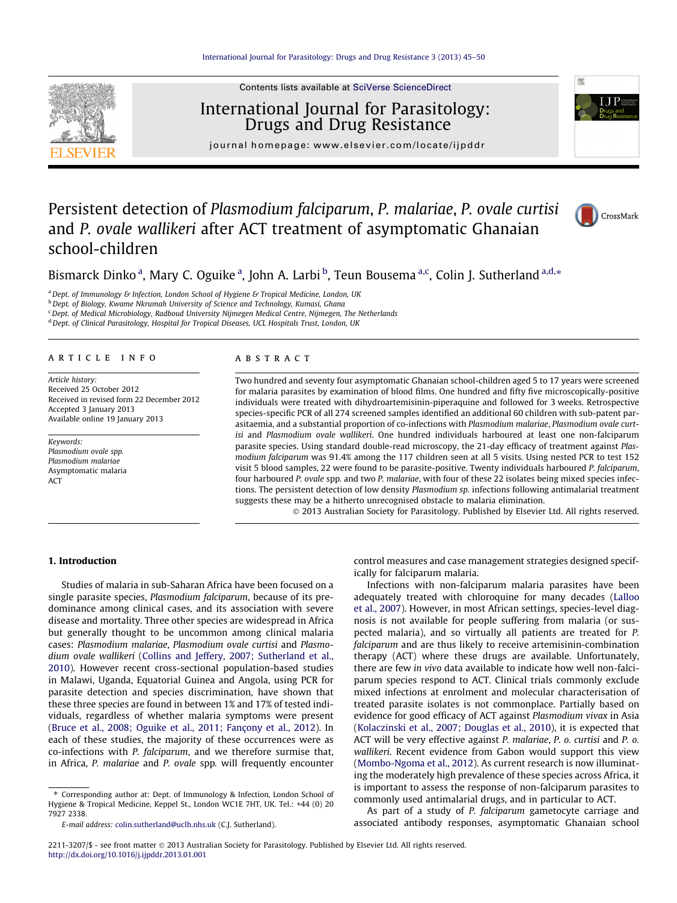# Persistent detection of *Plasmodium falciparum*, *P. malariae*, *P. ovale curtisi* and *P. ovale wallikeri* after ACT treatment of asymptomatic Ghanaian school-children

Bismarck Dinko[a], Mary C. Oguike[a], John A. Larbi[b], Teun Bousema[a,c], Colin J. Sutherland[a,d,*]

[a] Dept. of Immunology & Infection, London School of Hygiene & Tropical Medicine, London, UK

[b] Dept. of Biology, Kwame Nkrumah University of Science and Technology, Kumasi, Ghana

[c] Dept. of Medical Microbiology, Radboud University Nijmegen Medical Centre, Nijmegen, The Netherlands

[d] Dept. of Clinical Parasitology, Hospital for Tropical Diseases, UCL Hospitals Trust, London, UK

## ARTICLE INFO

*Article history:*
Received 25 October 2012
Received in revised form 22 December 2012
Accepted 3 January 2013
Available online 19 January 2013

*Keywords:*
*Plasmodium ovale* spp.
*Plasmodium malariae*
Asymptomatic malaria
ACT

## ABSTRACT

Two hundred and seventy four asymptomatic Ghanaian school-children aged 5 to 17 years were screened for malaria parasites by examination of blood films. One hundred and fifty five microscopically-positive individuals were treated with dihydroartemisinin-piperaquine and followed for 3 weeks. Retrospective species-specific PCR of all 274 screened samples identified an additional 60 children with sub-patent parasitaemia, and a substantial proportion of co-infections with *Plasmodium malariae*, *Plasmodium ovale curtisi* and *Plasmodium ovale wallikeri*. One hundred individuals harboured at least one non-falciparum parasite species. Using standard double-read microscopy, the 21-day efficacy of treatment against *Plasmodium falciparum* was 91.4% among the 117 children seen at all 5 visits. Using nested PCR to test 152 visit 5 blood samples, 22 were found to be parasite-positive. Twenty individuals harboured *P. falciparum*, four harboured *P. ovale* spp. and two *P. malariae*, with four of these 22 isolates being mixed species infections. The persistent detection of low density *Plasmodium sp.* infections following antimalarial treatment suggests these may be a hitherto unrecognised obstacle to malaria elimination.

© 2013 Australian Society for Parasitology. Published by Elsevier Ltd. All rights reserved.

## 1. Introduction

Studies of malaria in sub-Saharan Africa have been focused on a single parasite species, *Plasmodium falciparum*, because of its predominance among clinical cases, and its association with severe disease and mortality. Three other species are widespread in Africa but generally thought to be uncommon among clinical malaria cases: *Plasmodium malariae*, *Plasmodium ovale curtisi* and *Plasmodium ovale wallikeri* (Collins and Jeffery, 2007; Sutherland et al., 2010). However recent cross-sectional population-based studies in Malawi, Uganda, Equatorial Guinea and Angola, using PCR for parasite detection and species discrimination, have shown that these three species are found in between 1% and 17% of tested individuals, regardless of whether malaria symptoms were present (Bruce et al., 2008; Oguike et al., 2011; Fançony et al., 2012). In each of these studies, the majority of these occurrences were as co-infections with *P. falciparum*, and we therefore surmise that, in Africa, *P. malariae* and *P. ovale* spp. will frequently encounter control measures and case management strategies designed specifically for falciparum malaria.

Infections with non-falciparum malaria parasites have been adequately treated with chloroquine for many decades (Lalloo et al., 2007). However, in most African settings, species-level diagnosis is not available for people suffering from malaria (or suspected malaria), and so virtually all patients are treated for *P. falciparum* and are thus likely to receive artemisinin-combination therapy (ACT) where these drugs are available. Unfortunately, there are few *in vivo* data available to indicate how well non-falciparum species respond to ACT. Clinical trials commonly exclude mixed infections at enrolment and molecular characterisation of treated parasite isolates is not commonplace. Partially based on evidence for good efficacy of ACT against *Plasmodium vivax* in Asia (Kolaczinski et al., 2007; Douglas et al., 2010), it is expected that ACT will be very effective against *P. malariae*, *P. o. curtisi* and *P. o. wallikeri*. Recent evidence from Gabon would support this view (Mombo-Ngoma et al., 2012). As current research is now illuminating the moderately high prevalence of these species across Africa, it is important to assess the response of non-falciparum parasites to commonly used antimalarial drugs, and in particular to ACT.

As part of a study of *P. falciparum* gametocyte carriage and associated antibody responses, asymptomatic Ghanaian school

\* Corresponding author at: Dept. of Immunology & Infection, London School of Hygiene & Tropical Medicine, Keppel St., London WC1E 7HT, UK. Tel.: +44 (0) 20 7927 2338.

*E-mail address:* colin.sutherland@uclh.nhs.uk (C.J. Sutherland).

2211-3207/$ - see front matter © 2013 Australian Society for Parasitology. Published by Elsevier Ltd. All rights reserved.
http://dx.doi.org/10.1016/j.ijpddr.2013.01.001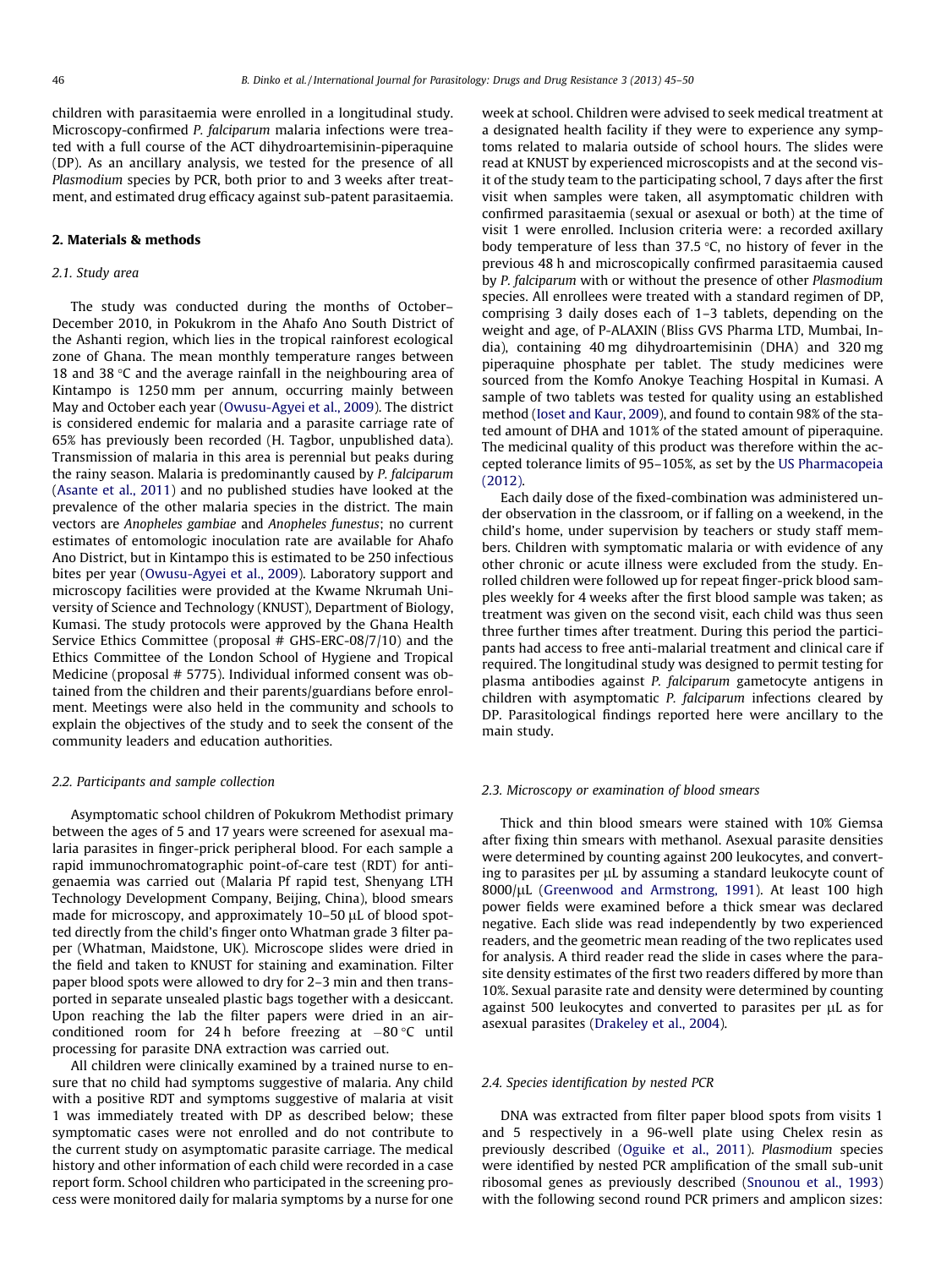children with parasitaemia were enrolled in a longitudinal study. Microscopy-confirmed *P. falciparum* malaria infections were treated with a full course of the ACT dihydroartemisinin-piperaquine (DP). As an ancillary analysis, we tested for the presence of all *Plasmodium* species by PCR, both prior to and 3 weeks after treatment, and estimated drug efficacy against sub-patent parasitaemia.

## 2. Materials & methods

### 2.1. Study area

The study was conducted during the months of October–December 2010, in Pokukrom in the Ahafo Ano South District of the Ashanti region, which lies in the tropical rainforest ecological zone of Ghana. The mean monthly temperature ranges between 18 and 38 °C and the average rainfall in the neighbouring area of Kintampo is 1250 mm per annum, occurring mainly between May and October each year (Owusu-Agyei et al., 2009). The district is considered endemic for malaria and a parasite carriage rate of 65% has previously been recorded (H. Tagbor, unpublished data). Transmission of malaria in this area is perennial but peaks during the rainy season. Malaria is predominantly caused by *P. falciparum* (Asante et al., 2011) and no published studies have looked at the prevalence of the other malaria species in the district. The main vectors are *Anopheles gambiae* and *Anopheles funestus*; no current estimates of entomologic inoculation rate are available for Ahafo Ano District, but in Kintampo this is estimated to be 250 infectious bites per year (Owusu-Agyei et al., 2009). Laboratory support and microscopy facilities were provided at the Kwame Nkrumah University of Science and Technology (KNUST), Department of Biology, Kumasi. The study protocols were approved by the Ghana Health Service Ethics Committee (proposal # GHS-ERC-08/7/10) and the Ethics Committee of the London School of Hygiene and Tropical Medicine (proposal # 5775). Individual informed consent was obtained from the children and their parents/guardians before enrolment. Meetings were also held in the community and schools to explain the objectives of the study and to seek the consent of the community leaders and education authorities.

### 2.2. Participants and sample collection

Asymptomatic school children of Pokukrom Methodist primary between the ages of 5 and 17 years were screened for asexual malaria parasites in finger-prick peripheral blood. For each sample a rapid immunochromatographic point-of-care test (RDT) for antigenaemia was carried out (Malaria Pf rapid test, Shenyang LTH Technology Development Company, Beijing, China), blood smears made for microscopy, and approximately 10–50 μL of blood spotted directly from the child's finger onto Whatman grade 3 filter paper (Whatman, Maidstone, UK). Microscope slides were dried in the field and taken to KNUST for staining and examination. Filter paper blood spots were allowed to dry for 2–3 min and then transported in separate unsealed plastic bags together with a desiccant. Upon reaching the lab the filter papers were dried in an air-conditioned room for 24 h before freezing at −80 °C until processing for parasite DNA extraction was carried out.

All children were clinically examined by a trained nurse to ensure that no child had symptoms suggestive of malaria. Any child with a positive RDT and symptoms suggestive of malaria at visit 1 was immediately treated with DP as described below; these symptomatic cases were not enrolled and do not contribute to the current study on asymptomatic parasite carriage. The medical history and other information of each child were recorded in a case report form. School children who participated in the screening process were monitored daily for malaria symptoms by a nurse for one week at school. Children were advised to seek medical treatment at a designated health facility if they were to experience any symptoms related to malaria outside of school hours. The slides were read at KNUST by experienced microscopists and at the second visit of the study team to the participating school, 7 days after the first visit when samples were taken, all asymptomatic children with confirmed parasitaemia (sexual or asexual or both) at the time of visit 1 were enrolled. Inclusion criteria were: a recorded axillary body temperature of less than 37.5 °C, no history of fever in the previous 48 h and microscopically confirmed parasitaemia caused by *P. falciparum* with or without the presence of other *Plasmodium* species. All enrollees were treated with a standard regimen of DP, comprising 3 daily doses each of 1–3 tablets, depending on the weight and age, of P-ALAXIN (Bliss GVS Pharma LTD, Mumbai, India), containing 40 mg dihydroartemisinin (DHA) and 320 mg piperaquine phosphate per tablet. The study medicines were sourced from the Komfo Anokye Teaching Hospital in Kumasi. A sample of two tablets was tested for quality using an established method (Ioset and Kaur, 2009), and found to contain 98% of the stated amount of DHA and 101% of the stated amount of piperaquine. The medicinal quality of this product was therefore within the accepted tolerance limits of 95–105%, as set by the US Pharmacopeia (2012).

Each daily dose of the fixed-combination was administered under observation in the classroom, or if falling on a weekend, in the child's home, under supervision by teachers or study staff members. Children with symptomatic malaria or with evidence of any other chronic or acute illness were excluded from the study. Enrolled children were followed up for repeat finger-prick blood samples weekly for 4 weeks after the first blood sample was taken; as treatment was given on the second visit, each child was thus seen three further times after treatment. During this period the participants had access to free anti-malarial treatment and clinical care if required. The longitudinal study was designed to permit testing for plasma antibodies against *P. falciparum* gametocyte antigens in children with asymptomatic *P. falciparum* infections cleared by DP. Parasitological findings reported here were ancillary to the main study.

### 2.3. Microscopy or examination of blood smears

Thick and thin blood smears were stained with 10% Giemsa after fixing thin smears with methanol. Asexual parasite densities were determined by counting against 200 leukocytes, and converting to parasites per μL by assuming a standard leukocyte count of 8000/μL (Greenwood and Armstrong, 1991). At least 100 high power fields were examined before a thick smear was declared negative. Each slide was read independently by two experienced readers, and the geometric mean reading of the two replicates used for analysis. A third reader read the slide in cases where the parasite density estimates of the first two readers differed by more than 10%. Sexual parasite rate and density were determined by counting against 500 leukocytes and converted to parasites per μL as for asexual parasites (Drakeley et al., 2004).

### 2.4. Species identification by nested PCR

DNA was extracted from filter paper blood spots from visits 1 and 5 respectively in a 96-well plate using Chelex resin as previously described (Oguike et al., 2011). *Plasmodium* species were identified by nested PCR amplification of the small sub-unit ribosomal genes as previously described (Snounou et al., 1993) with the following second round PCR primers and amplicon sizes: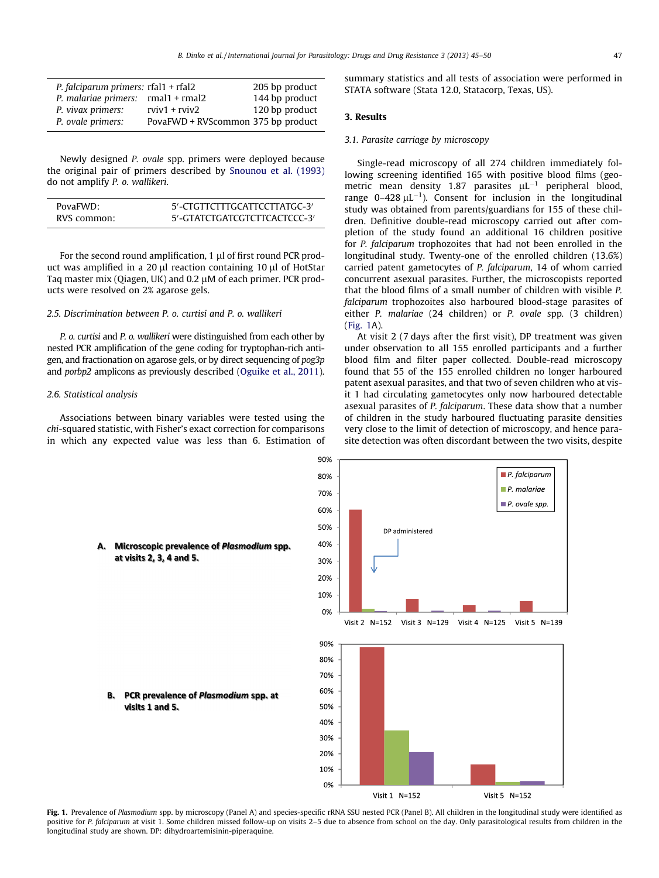| | | |
|---|---|---|
| *P. falciparum primers:* | rfal1 + rfal2 | 205 bp product |
| *P. malariae primers:* | rmal1 + rmal2 | 144 bp product |
| *P. vivax primers:* | rviv1 + rviv2 | 120 bp product |
| *P. ovale primers:* | PovaFWD + RVScommon | 375 bp product |

Newly designed *P. ovale* spp. primers were deployed because the original pair of primers described by Snounou et al. (1993) do not amplify *P. o. wallikeri.*

| | |
|---|---|
| PovaFWD: | 5′-CTGTTCTTTGCATTCCTTATGC-3′ |
| RVS common: | 5′-GTATCTGATCGTCTTCACTCCC-3′ |

For the second round amplification, 1 μl of first round PCR product was amplified in a 20 μl reaction containing 10 μl of HotStar Taq master mix (Qiagen, UK) and 0.2 μM of each primer. PCR products were resolved on 2% agarose gels.

### 2.5. Discrimination between *P. o. curtisi* and *P. o. wallikeri*

*P. o. curtisi* and *P. o. wallikeri* were distinguished from each other by nested PCR amplification of the gene coding for tryptophan-rich antigen, and fractionation on agarose gels, or by direct sequencing of *pog3p* and *porbp2* amplicons as previously described (Oguike et al., 2011).

### 2.6. Statistical analysis

Associations between binary variables were tested using the *chi*-squared statistic, with Fisher's exact correction for comparisons in which any expected value was less than 6. Estimation of summary statistics and all tests of association were performed in STATA software (Stata 12.0, Statacorp, Texas, US).

## 3. Results

### 3.1. Parasite carriage by microscopy

Single-read microscopy of all 274 children immediately following screening identified 165 with positive blood films (geometric mean density 1.87 parasites $\mu L^{-1}$ peripheral blood, range 0–428 $\mu L^{-1}$). Consent for inclusion in the longitudinal study was obtained from parents/guardians for 155 of these children. Definitive double-read microscopy carried out after completion of the study found an additional 16 children positive for *P. falciparum* trophozoites that had not been enrolled in the longitudinal study. Twenty-one of the enrolled children (13.6%) carried patent gametocytes of *P. falciparum*, 14 of whom carried concurrent asexual parasites. Further, the microscopists reported that the blood films of a small number of children with visible *P. falciparum* trophozoites also harboured blood-stage parasites of either *P. malariae* (24 children) or *P. ovale* spp. (3 children) (Fig. 1A).

At visit 2 (7 days after the first visit), DP treatment was given under observation to all 155 enrolled participants and a further blood film and filter paper collected. Double-read microscopy found that 55 of the 155 enrolled children no longer harboured patent asexual parasites, and that two of seven children who at visit 1 had circulating gametocytes only now harboured detectable asexual parasites of *P. falciparum*. These data show that a number of children in the study harboured fluctuating parasite densities very close to the limit of detection of microscopy, and hence parasite detection was often discordant between the two visits, despite

**Fig. 1.** Prevalence of *Plasmodium* spp. by microscopy (Panel A) and species-specific rRNA SSU nested PCR (Panel B). All children in the longitudinal study were identified as positive for *P. falciparum* at visit 1. Some children missed follow-up on visits 2–5 due to absence from school on the day. Only parasitological results from children in the longitudinal study are shown. DP: dihydroartemisinin-piperaquine.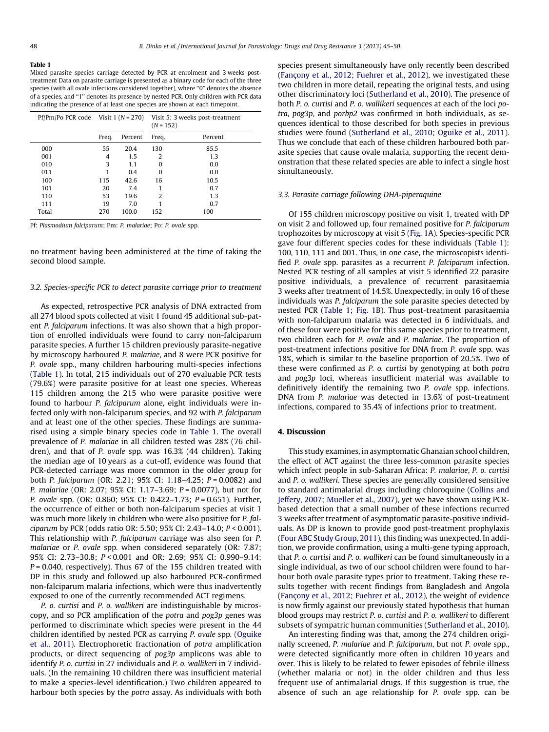**Table 1**
Mixed parasite species carriage detected by PCR at enrolment and 3 weeks post-treatment Data on parasite carriage is presented as a binary code for each of the three species (with all ovale infections considered together), where "0" denotes the absence of a species, and "1" denotes its presence by nested PCR. Only children with PCR data indicating the presence of at least one species are shown at each timepoint.

| Pf/Pm/Po PCR code | Visit 1 (N = 270) | | Visit 5: 3 weeks post-treatment (N = 152) | |
|---|---|---|---|---|
| | Freq. | Percent | Freq. | Percent |
| 000 | 55 | 20.4 | 130 | 85.5 |
| 001 | 4 | 1.5 | 2 | 1.3 |
| 010 | 3 | 1.1 | 0 | 0.0 |
| 011 | 1 | 0.4 | 0 | 0.0 |
| 100 | 115 | 42.6 | 16 | 10.5 |
| 101 | 20 | 7.4 | 1 | 0.7 |
| 110 | 53 | 19.6 | 2 | 1.3 |
| 111 | 19 | 7.0 | 1 | 0.7 |
| Total | 270 | 100.0 | 152 | 100 |

Pf: *Plasmodium falciparum*; Pm: *P. malariae*; Po: *P. ovale* spp.

no treatment having been administered at the time of taking the second blood sample.

### 3.2. Species-specific PCR to detect parasite carriage prior to treatment

As expected, retrospective PCR analysis of DNA extracted from all 274 blood spots collected at visit 1 found 45 additional sub-patent *P. falciparum* infections. It was also shown that a high proportion of enrolled individuals were found to carry non-falciparum parasite species. A further 15 children previously parasite-negative by microscopy harboured *P. malariae*, and 8 were PCR positive for *P. ovale* spp., many children harbouring multi-species infections (Table 1). In total, 215 individuals out of 270 evaluable PCR tests (79.6%) were parasite positive for at least one species. Whereas 115 children among the 215 who were parasite positive were found to harbour *P. falciparum* alone, eight individuals were infected only with non-falciparum species, and 92 with *P. falciparum* and at least one of the other species. These findings are summarised using a simple binary species code in Table 1. The overall prevalence of *P. malariae* in all children tested was 28% (76 children), and that of *P. ovale* spp. was 16.3% (44 children). Taking the median age of 10 years as a cut-off, evidence was found that PCR-detected carriage was more common in the older group for both *P. falciparum* (OR: 2.21; 95% CI: 1.18–4.25; $P = 0.0082$) and *P. malariae* (OR: 2.07; 95% CI: 1.17–3.69; $P = 0.0077$), but not for *P. ovale* spp. (OR: 0.860; 95% CI: 0.422–1.73; $P = 0.651$). Further, the occurrence of either or both non-falciparum species at visit 1 was much more likely in children who were also positive for *P. falciparum* by PCR (odds ratio OR: 5.50; 95% CI: 2.43–14.0; $P < 0.001$). This relationship with *P. falciparum* carriage was also seen for *P. malariae* or *P. ovale* spp. when considered separately (OR: 7.87; 95% CI: 2.73–30.8; $P < 0.001$ and OR: 2.69; 95% CI: 0.990–9.14; $P = 0.040$, respectively). Thus 67 of the 155 children treated with DP in this study and followed up also harboured PCR-confirmed non-falciparum malaria infections, which were thus inadvertently exposed to one of the currently recommended ACT regimens.

*P. o. curtisi* and *P. o. wallikeri* are indistinguishable by microscopy, and so PCR amplification of the *potra* and *pog3p* genes was performed to discriminate which species were present in the 44 children identified by nested PCR as carrying *P. ovale* spp. (Oguike et al., 2011). Electrophoretic fractionation of *potra* amplification products, or direct sequencing of *pog3p* amplicons was able to identify *P. o. curtisi* in 27 individuals and *P. o. wallikeri* in 7 individuals. (In the remaining 10 children there was insufficient material to make a species-level identification.) Two children appeared to harbour both species by the *potra* assay. As individuals with both species present simultaneously have only recently been described (Fançony et al., 2012; Fuehrer et al., 2012), we investigated these two children in more detail, repeating the original tests, and using other discriminatory loci (Sutherland et al., 2010). The presence of both *P. o. curtisi* and *P. o. wallikeri* sequences at each of the loci *potra*, *pog3p*, and *porbp2* was confirmed in both individuals, as sequences identical to those described for both species in previous studies were found (Sutherland et al., 2010; Oguike et al., 2011). Thus we conclude that each of these children harboured both parasite species that cause ovale malaria, supporting the recent demonstration that these related species are able to infect a single host simultaneously.

### 3.3. Parasite carriage following DHA-piperaquine

Of 155 children microscopy positive on visit 1, treated with DP on visit 2 and followed up, four remained positive for *P. falciparum* trophozoites by microscopy at visit 5 (Fig. 1A). Species-specific PCR gave four different species codes for these individuals (Table 1): 100, 110, 111 and 001. Thus, in one case, the microscopists identified *P. ovale* spp. parasites as a recurrent *P. falciparum* infection. Nested PCR testing of all samples at visit 5 identified 22 parasite positive individuals, a prevalence of recurrent parasitaemia 3 weeks after treatment of 14.5%. Unexpectedly, in only 16 of these individuals was *P. falciparum* the sole parasite species detected by nested PCR (Table 1; Fig. 1B). Thus post-treatment parasitaemia with non-falciparum malaria was detected in 6 individuals, and of these four were positive for this same species prior to treatment, two children each for *P. ovale* and *P. malariae*. The proportion of post-treatment infections positive for DNA from *P. ovale* spp. was 18%, which is similar to the baseline proportion of 20.5%. Two of these were confirmed as *P. o. curtisi* by genotyping at both *potra* and *pog3p* loci, whereas insufficient material was available to definitively identify the remaining two *P. ovale* spp. infections. DNA from *P. malariae* was detected in 13.6% of post-treatment infections, compared to 35.4% of infections prior to treatment.

## 4. Discussion

This study examines, in asymptomatic Ghanaian school children, the effect of ACT against the three less-common parasite species which infect people in sub-Saharan Africa: *P. malariae*, *P. o. curtisi* and *P. o. wallikeri*. These species are generally considered sensitive to standard antimalarial drugs including chloroquine (Collins and Jeffery, 2007; Mueller et al., 2007), yet we have shown using PCR-based detection that a small number of these infections recurred 3 weeks after treatment of asymptomatic parasite-positive individuals. As DP is known to provide good post-treatment prophylaxis (Four ABC Study Group, 2011), this finding was unexpected. In addition, we provide confirmation, using a multi-gene typing approach, that *P. o. curtisi* and *P. o. wallikeri* can be found simultaneously in a single individual, as two of our school children were found to harbour both ovale parasite types prior to treatment. Taking these results together with recent findings from Bangladesh and Angola (Fançony et al., 2012; Fuehrer et al., 2012), the weight of evidence is now firmly against our previously stated hypothesis that human blood groups may restrict *P. o. curtisi* and *P. o. wallikeri* to different subsets of sympatric human communities (Sutherland et al., 2010).

An interesting finding was that, among the 274 children originally screened, *P. malariae* and *P. falciparum*, but not *P. ovale* spp., were detected significantly more often in children 10 years and over. This is likely to be related to fewer episodes of febrile illness (whether malaria or not) in the older children and thus less frequent use of antimalarial drugs. If this suggestion is true, the absence of such an age relationship for *P. ovale* spp. can be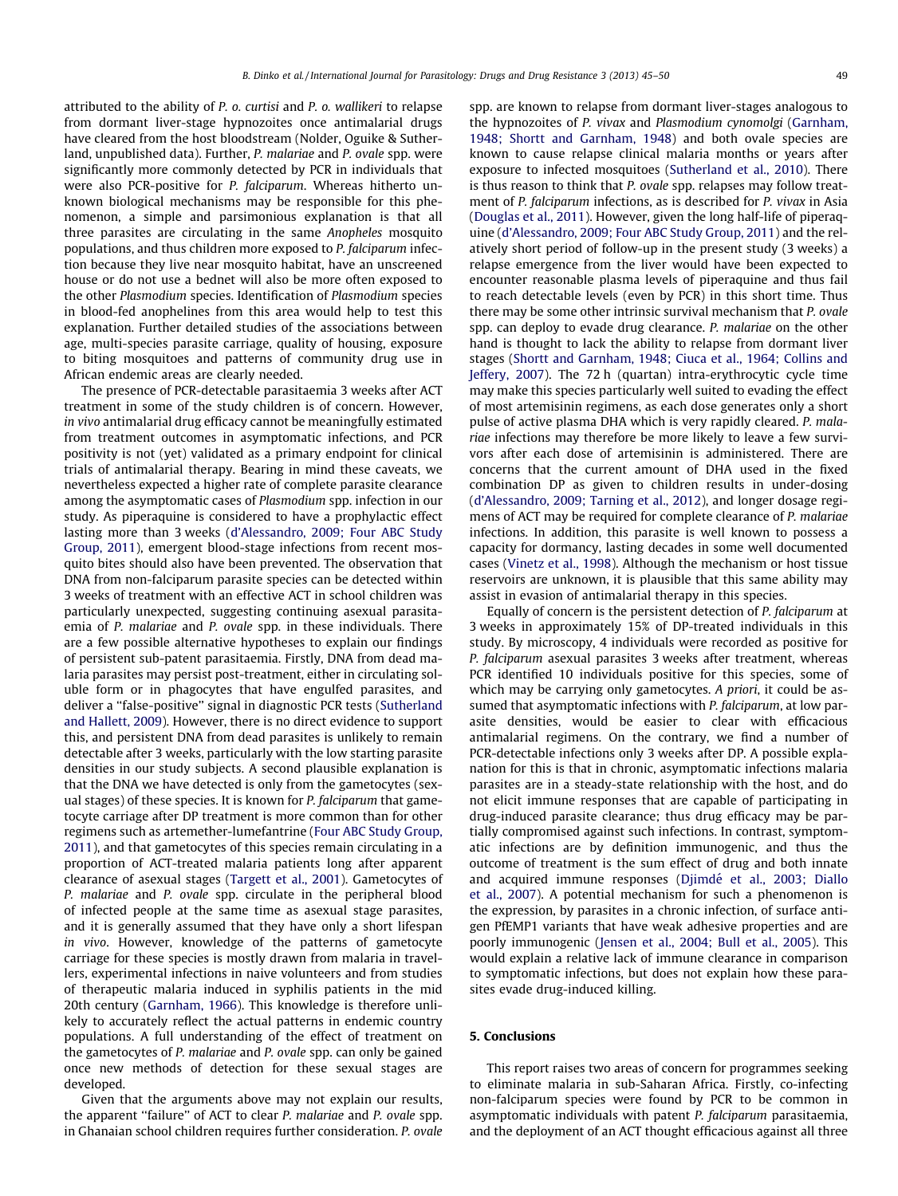attributed to the ability of *P. o. curtisi* and *P. o. wallikeri* to relapse from dormant liver-stage hypnozoites once antimalarial drugs have cleared from the host bloodstream (Nolder, Oguike & Sutherland, unpublished data). Further, *P. malariae* and *P. ovale* spp. were significantly more commonly detected by PCR in individuals that were also PCR-positive for *P. falciparum*. Whereas hitherto unknown biological mechanisms may be responsible for this phenomenon, a simple and parsimonious explanation is that all three parasites are circulating in the same *Anopheles* mosquito populations, and thus children more exposed to *P. falciparum* infection because they live near mosquito habitat, have an unscreened house or do not use a bednet will also be more often exposed to the other *Plasmodium* species. Identification of *Plasmodium* species in blood-fed anophelines from this area would help to test this explanation. Further detailed studies of the associations between age, multi-species parasite carriage, quality of housing, exposure to biting mosquitoes and patterns of community drug use in African endemic areas are clearly needed.

The presence of PCR-detectable parasitaemia 3 weeks after ACT treatment in some of the study children is of concern. However, *in vivo* antimalarial drug efficacy cannot be meaningfully estimated from treatment outcomes in asymptomatic infections, and PCR positivity is not (yet) validated as a primary endpoint for clinical trials of antimalarial therapy. Bearing in mind these caveats, we nevertheless expected a higher rate of complete parasite clearance among the asymptomatic cases of *Plasmodium* spp. infection in our study. As piperaquine is considered to have a prophylactic effect lasting more than 3 weeks (d'Alessandro, 2009; Four ABC Study Group, 2011), emergent blood-stage infections from recent mosquito bites should also have been prevented. The observation that DNA from non-falciparum parasite species can be detected within 3 weeks of treatment with an effective ACT in school children was particularly unexpected, suggesting continuing asexual parasitaemia of *P. malariae* and *P. ovale* spp. in these individuals. There are a few possible alternative hypotheses to explain our findings of persistent sub-patent parasitaemia. Firstly, DNA from dead malaria parasites may persist post-treatment, either in circulating soluble form or in phagocytes that have engulfed parasites, and deliver a "false-positive" signal in diagnostic PCR tests (Sutherland and Hallett, 2009). However, there is no direct evidence to support this, and persistent DNA from dead parasites is unlikely to remain detectable after 3 weeks, particularly with the low starting parasite densities in our study subjects. A second plausible explanation is that the DNA we have detected is only from the gametocytes (sexual stages) of these species. It is known for *P. falciparum* that gametocyte carriage after DP treatment is more common than for other regimens such as artemether-lumefantrine (Four ABC Study Group, 2011), and that gametocytes of this species remain circulating in a proportion of ACT-treated malaria patients long after apparent clearance of asexual stages (Targett et al., 2001). Gametocytes of *P. malariae* and *P. ovale* spp. circulate in the peripheral blood of infected people at the same time as asexual stage parasites, and it is generally assumed that they have only a short lifespan *in vivo*. However, knowledge of the patterns of gametocyte carriage for these species is mostly drawn from malaria in travellers, experimental infections in naive volunteers and from studies of therapeutic malaria induced in syphilis patients in the mid 20th century (Garnham, 1966). This knowledge is therefore unlikely to accurately reflect the actual patterns in endemic country populations. A full understanding of the effect of treatment on the gametocytes of *P. malariae* and *P. ovale* spp. can only be gained once new methods of detection for these sexual stages are developed.

Given that the arguments above may not explain our results, the apparent "failure" of ACT to clear *P. malariae* and *P. ovale* spp. in Ghanaian school children requires further consideration. *P. ovale* spp. are known to relapse from dormant liver-stages analogous to the hypnozoites of *P. vivax* and *Plasmodium cynomolgi* (Garnham, 1948; Shortt and Garnham, 1948) and both ovale species are known to cause relapse clinical malaria months or years after exposure to infected mosquitoes (Sutherland et al., 2010). There is thus reason to think that *P. ovale* spp. relapses may follow treatment of *P. falciparum* infections, as is described for *P. vivax* in Asia (Douglas et al., 2011). However, given the long half-life of piperaquine (d'Alessandro, 2009; Four ABC Study Group, 2011) and the relatively short period of follow-up in the present study (3 weeks) a relapse emergence from the liver would have been expected to encounter reasonable plasma levels of piperaquine and thus fail to reach detectable levels (even by PCR) in this short time. Thus there may be some other intrinsic survival mechanism that *P. ovale* spp. can deploy to evade drug clearance. *P. malariae* on the other hand is thought to lack the ability to relapse from dormant liver stages (Shortt and Garnham, 1948; Ciuca et al., 1964; Collins and Jeffery, 2007). The 72 h (quartan) intra-erythrocytic cycle time may make this species particularly well suited to evading the effect of most artemisinin regimens, as each dose generates only a short pulse of active plasma DHA which is very rapidly cleared. *P. malariae* infections may therefore be more likely to leave a few survivors after each dose of artemisinin is administered. There are concerns that the current amount of DHA used in the fixed combination DP as given to children results in under-dosing (d'Alessandro, 2009; Tarning et al., 2012), and longer dosage regimens of ACT may be required for complete clearance of *P. malariae* infections. In addition, this parasite is well known to possess a capacity for dormancy, lasting decades in some well documented cases (Vinetz et al., 1998). Although the mechanism or host tissue reservoirs are unknown, it is plausible that this same ability may assist in evasion of antimalarial therapy in this species.

Equally of concern is the persistent detection of *P. falciparum* at 3 weeks in approximately 15% of DP-treated individuals in this study. By microscopy, 4 individuals were recorded as positive for *P. falciparum* asexual parasites 3 weeks after treatment, whereas PCR identified 10 individuals positive for this species, some of which may be carrying only gametocytes. *A priori*, it could be assumed that asymptomatic infections with *P. falciparum*, at low parasite densities, would be easier to clear with efficacious antimalarial regimens. On the contrary, we find a number of PCR-detectable infections only 3 weeks after DP. A possible explanation for this is that in chronic, asymptomatic infections malaria parasites are in a steady-state relationship with the host, and do not elicit immune responses that are capable of participating in drug-induced parasite clearance; thus drug efficacy may be partially compromised against such infections. In contrast, symptomatic infections are by definition immunogenic, and thus the outcome of treatment is the sum effect of drug and both innate and acquired immune responses (Djimdé et al., 2003; Diallo et al., 2007). A potential mechanism for such a phenomenon is the expression, by parasites in a chronic infection, of surface antigen PfEMP1 variants that have weak adhesive properties and are poorly immunogenic (Jensen et al., 2004; Bull et al., 2005). This would explain a relative lack of immune clearance in comparison to symptomatic infections, but does not explain how these parasites evade drug-induced killing.

## 5. Conclusions

This report raises two areas of concern for programmes seeking to eliminate malaria in sub-Saharan Africa. Firstly, co-infecting non-falciparum species were found by PCR to be common in asymptomatic individuals with patent *P. falciparum* parasitaemia, and the deployment of an ACT thought efficacious against all three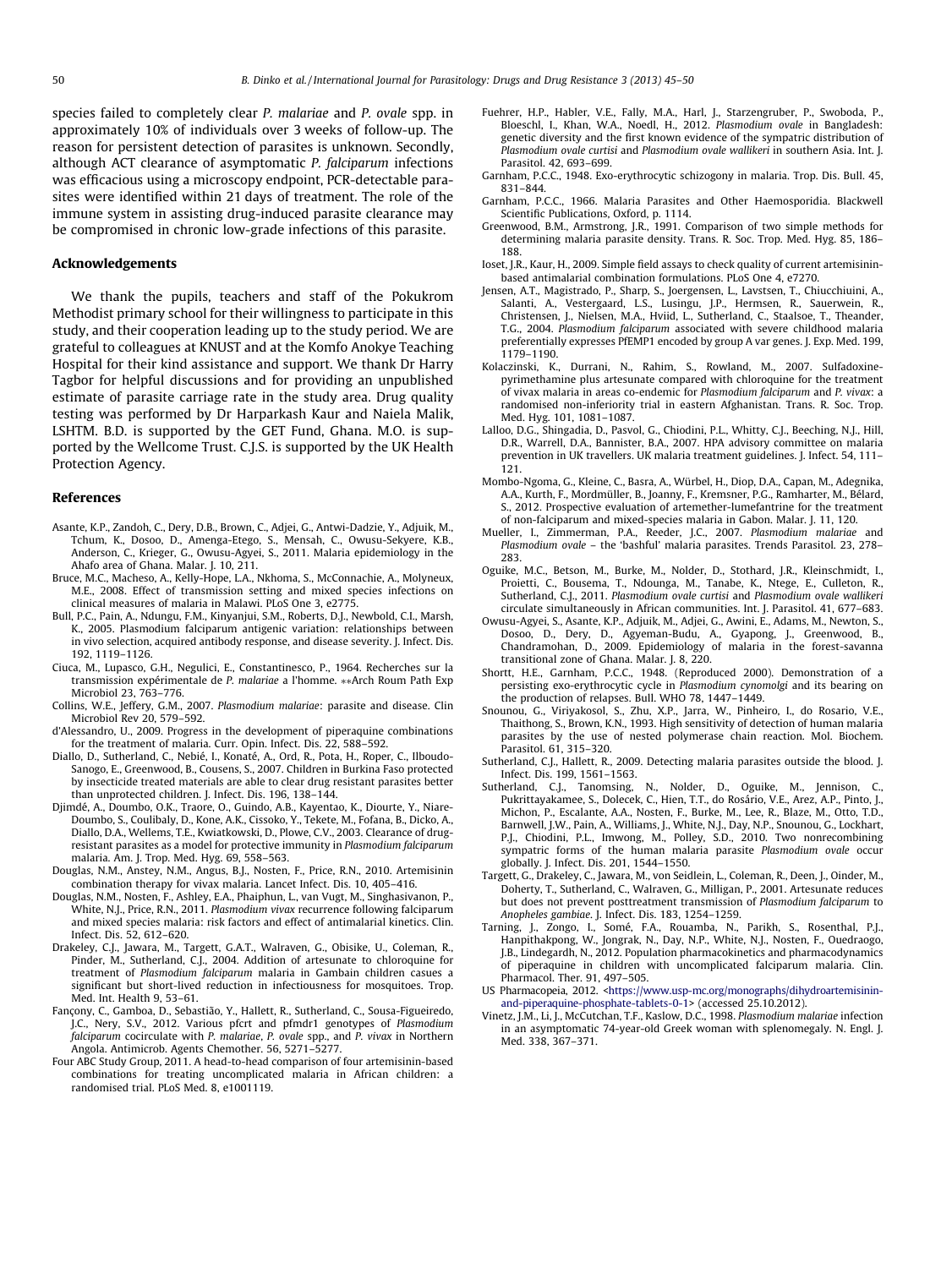species failed to completely clear *P. malariae* and *P. ovale* spp. in approximately 10% of individuals over 3 weeks of follow-up. The reason for persistent detection of parasites is unknown. Secondly, although ACT clearance of asymptomatic *P. falciparum* infections was efficacious using a microscopy endpoint, PCR-detectable parasites were identified within 21 days of treatment. The role of the immune system in assisting drug-induced parasite clearance may be compromised in chronic low-grade infections of this parasite.

## Acknowledgements

We thank the pupils, teachers and staff of the Pokukrom Methodist primary school for their willingness to participate in this study, and their cooperation leading up to the study period. We are grateful to colleagues at KNUST and at the Komfo Anokye Teaching Hospital for their kind assistance and support. We thank Dr Harry Tagbor for helpful discussions and for providing an unpublished estimate of parasite carriage rate in the study area. Drug quality testing was performed by Dr Harparkash Kaur and Naiela Malik, LSHTM. B.D. is supported by the GET Fund, Ghana. M.O. is supported by the Wellcome Trust. C.J.S. is supported by the UK Health Protection Agency.

## References

Asante, K.P., Zandoh, C., Dery, D.B., Brown, C., Adjei, G., Antwi-Dadzie, Y., Adjuik, M., Tchum, K., Dosoo, D., Amenga-Etego, S., Mensah, C., Owusu-Sekyere, K.B., Anderson, C., Krieger, G., Owusu-Agyei, S., 2011. Malaria epidemiology in the Ahafo area of Ghana. Malar. J. 10, 211.

Bruce, M.C., Macheso, A., Kelly-Hope, L.A., Nkhoma, S., McConnachie, A., Molyneux, M.E., 2008. Effect of transmission setting and mixed species infections on clinical measures of malaria in Malawi. PLoS One 3, e2775.

Bull, P.C., Pain, A., Ndungu, F.M., Kinyanjui, S.M., Roberts, D.J., Newbold, C.I., Marsh, K., 2005. Plasmodium falciparum antigenic variation: relationships between in vivo selection, acquired antibody response, and disease severity. J. Infect. Dis. 192, 1119–1126.

Ciuca, M., Lupasco, G.H., Negulici, E., Constantinesco, P., 1964. Recherches sur la transmission expérimentale de *P. malariae* a l'homme. ⁎⁎Arch Roum Path Exp Microbiol 23, 763–776.

Collins, W.E., Jeffery, G.M., 2007. *Plasmodium malariae*: parasite and disease. Clin Microbiol Rev 20, 579–592.

d'Alessandro, U., 2009. Progress in the development of piperaquine combinations for the treatment of malaria. Curr. Opin. Infect. Dis. 22, 588–592.

Diallo, D., Sutherland, C., Nebié, I., Konaté, A., Ord, R., Pota, H., Roper, C., Ilboudo-Sanogo, E., Greenwood, B., Cousens, S., 2007. Children in Burkina Faso protected by insecticide treated materials are able to clear drug resistant parasites better than unprotected children. J. Infect. Dis. 196, 138–144.

Djimdé, A., Doumbo, O.K., Traore, O., Guindo, A.B., Kayentao, K., Diourte, Y., Niare-Doumbo, S., Coulibaly, D., Kone, A.K., Cissoko, Y., Tekete, M., Fofana, B., Dicko, A., Diallo, D.A., Wellems, T.E., Kwiatkowski, D., Plowe, C.V., 2003. Clearance of drug-resistant parasites as a model for protective immunity in *Plasmodium falciparum* malaria. Am. J. Trop. Med. Hyg. 69, 558–563.

Douglas, N.M., Anstey, N.M., Angus, B.J., Nosten, F., Price, R.N., 2010. Artemisinin combination therapy for vivax malaria. Lancet Infect. Dis. 10, 405–416.

Douglas, N.M., Nosten, F., Ashley, E.A., Phaiphun, L., van Vugt, M., Singhasivanon, P., White, N.J., Price, R.N., 2011. *Plasmodium vivax* recurrence following falciparum and mixed species malaria: risk factors and effect of antimalarial kinetics. Clin. Infect. Dis. 52, 612–620.

Drakeley, C.J., Jawara, M., Targett, G.A.T., Walraven, G., Obisike, U., Coleman, R., Pinder, M., Sutherland, C.J., 2004. Addition of artesunate to chloroquine for treatment of *Plasmodium falciparum* malaria in Gambain children casues a significant but short-lived reduction in infectiousness for mosquitoes. Trop. Med. Int. Health 9, 53–61.

Fançony, C., Gamboa, D., Sebastião, Y., Hallett, R., Sutherland, C., Sousa-Figueiredo, J.C., Nery, S.V., 2012. Various pfcrt and pfmdr1 genotypes of *Plasmodium falciparum* cocirculate with *P. malariae*, *P. ovale* spp., and *P. vivax* in Northern Angola. Antimicrob. Agents Chemother. 56, 5271–5277.

Four ABC Study Group, 2011. A head-to-head comparison of four artemisinin-based combinations for treating uncomplicated malaria in African children: a randomised trial. PLoS Med. 8, e1001119.

Fuehrer, H.P., Habler, V.E., Fally, M.A., Harl, J., Starzengruber, P., Swoboda, P., Bloeschl, I., Khan, W.A., Noedl, H., 2012. *Plasmodium ovale* in Bangladesh: genetic diversity and the first known evidence of the sympatric distribution of *Plasmodium ovale curtisi* and *Plasmodium ovale wallikeri* in southern Asia. Int. J. Parasitol. 42, 693–699.

Garnham, P.C.C., 1948. Exo-erythrocytic schizogony in malaria. Trop. Dis. Bull. 45, 831–844.

Garnham, P.C.C., 1966. Malaria Parasites and Other Haemosporidia. Blackwell Scientific Publications, Oxford, p. 1114.

Greenwood, B.M., Armstrong, J.R., 1991. Comparison of two simple methods for determining malaria parasite density. Trans. R. Soc. Trop. Med. Hyg. 85, 186–188.

Ioset, J.R., Kaur, H., 2009. Simple field assays to check quality of current artemisinin-based antimalarial combination formulations. PLoS One 4, e7270.

Jensen, A.T., Magistrado, P., Sharp, S., Joergensen, L., Lavstsen, T., Chiucchiuini, A., Salanti, A., Vestergaard, L.S., Lusingu, J.P., Hermsen, R., Sauerwein, R., Christensen, J., Nielsen, M.A., Hviid, L., Sutherland, C., Staalsoe, T., Theander, T.G., 2004. *Plasmodium falciparum* associated with severe childhood malaria preferentially expresses PfEMP1 encoded by group A var genes. J. Exp. Med. 199, 1179–1190.

Kolaczinski, K., Durrani, N., Rahim, S., Rowland, M., 2007. Sulfadoxine-pyrimethamine plus artesunate compared with chloroquine for the treatment of vivax malaria in areas co-endemic for *Plasmodium falciparum* and *P. vivax*: a randomised non-inferiority trial in eastern Afghanistan. Trans. R. Soc. Trop. Med. Hyg. 101, 1081–1087.

Lalloo, D.G., Shingadia, D., Pasvol, G., Chiodini, P.L., Whitty, C.J., Beeching, N.J., Hill, D.R., Warrell, D.A., Bannister, B.A., 2007. HPA advisory committee on malaria prevention in UK travellers. UK malaria treatment guidelines. J. Infect. 54, 111–121.

Mombo-Ngoma, G., Kleine, C., Basra, A., Würbel, H., Diop, D.A., Capan, M., Adegnika, A.A., Kurth, F., Mordmüller, B., Joanny, F., Kremsner, P.G., Ramharter, M., Bélard, S., 2012. Prospective evaluation of artemether-lumefantrine for the treatment of non-falciparum and mixed-species malaria in Gabon. Malar. J. 11, 120.

Mueller, I., Zimmerman, P.A., Reeder, J.C., 2007. *Plasmodium malariae* and *Plasmodium ovale* – the 'bashful' malaria parasites. Trends Parasitol. 23, 278–283.

Oguike, M.C., Betson, M., Burke, M., Nolder, D., Stothard, J.R., Kleinschmidt, I., Proietti, C., Bousema, T., Ndounga, M., Tanabe, K., Ntege, E., Culleton, R., Sutherland, C.J., 2011. *Plasmodium ovale curtisi* and *Plasmodium ovale wallikeri* circulate simultaneously in African communities. Int. J. Parasitol. 41, 677–683.

Owusu-Agyei, S., Asante, K.P., Adjuik, M., Adjei, G., Awini, E., Adams, M., Newton, S., Dosoo, D., Dery, D., Agyeman-Budu, A., Gyapong, J., Greenwood, B., Chandramohan, D., 2009. Epidemiology of malaria in the forest-savanna transitional zone of Ghana. Malar. J. 8, 220.

Shortt, H.E., Garnham, P.C.C., 1948. (Reproduced 2000). Demonstration of a persisting exo-erythrocytic cycle in *Plasmodium cynomolgi* and its bearing on the production of relapses. Bull. WHO 78, 1447–1449.

Snounou, G., Viriyakosol, S., Zhu, X.P., Jarra, W., Pinheiro, I., do Rosario, V.E., Thaithong, S., Brown, K.N., 1993. High sensitivity of detection of human malaria parasites by the use of nested polymerase chain reaction. Mol. Biochem. Parasitol. 61, 315–320.

Sutherland, C.J., Hallett, R., 2009. Detecting malaria parasites outside the blood. J. Infect. Dis. 199, 1561–1563.

Sutherland, C.J., Tanomsing, N., Nolder, D., Oguike, M., Jennison, C., Pukrittayakamee, S., Dolecek, C., Hien, T.T., do Rosário, V.E., Arez, A.P., Pinto, J., Michon, P., Escalante, A.A., Nosten, F., Burke, M., Lee, R., Blaze, M., Otto, T.D., Barnwell, J.W., Pain, A., Williams, J., White, N.J., Day, N.P., Snounou, G., Lockhart, P.J., Chiodini, P.L., Imwong, M., Polley, S.D., 2010. Two nonrecombining sympatric forms of the human malaria parasite *Plasmodium ovale* occur globally. J. Infect. Dis. 201, 1544–1550.

Targett, G., Drakeley, C., Jawara, M., von Seidlein, L., Coleman, R., Deen, J., Pinder, M., Doherty, T., Sutherland, C., Walraven, G., Milligan, P., 2001. Artesunate reduces but does not prevent posttreatment transmission of *Plasmodium falciparum* to *Anopheles gambiae*. J. Infect. Dis. 183, 1254–1259.

Tarning, J., Zongo, I., Somé, F.A., Rouamba, N., Parikh, S., Rosenthal, P.J., Hanpithakpong, W., Jongrak, N., Day, N.P., White, N.J., Nosten, F., Ouedraogo, J.B., Lindegardh, N., 2012. Population pharmacokinetics and pharmacodynamics of piperaquine in children with uncomplicated falciparum malaria. Clin. Pharmacol. Ther. 91, 497–505.

US Pharmacopeia, 2012. <https://www.usp-mc.org/monographs/dihydroartemisinin-and-piperaquine-phosphate-tablets-0-1> (accessed 25.10.2012).

Vinetz, J.M., Li, J., McCutchan, T.F., Kaslow, D.C., 1998. *Plasmodium malariae* infection in an asymptomatic 74-year-old Greek woman with splenomegaly. N. Engl. J. Med. 338, 367–371.